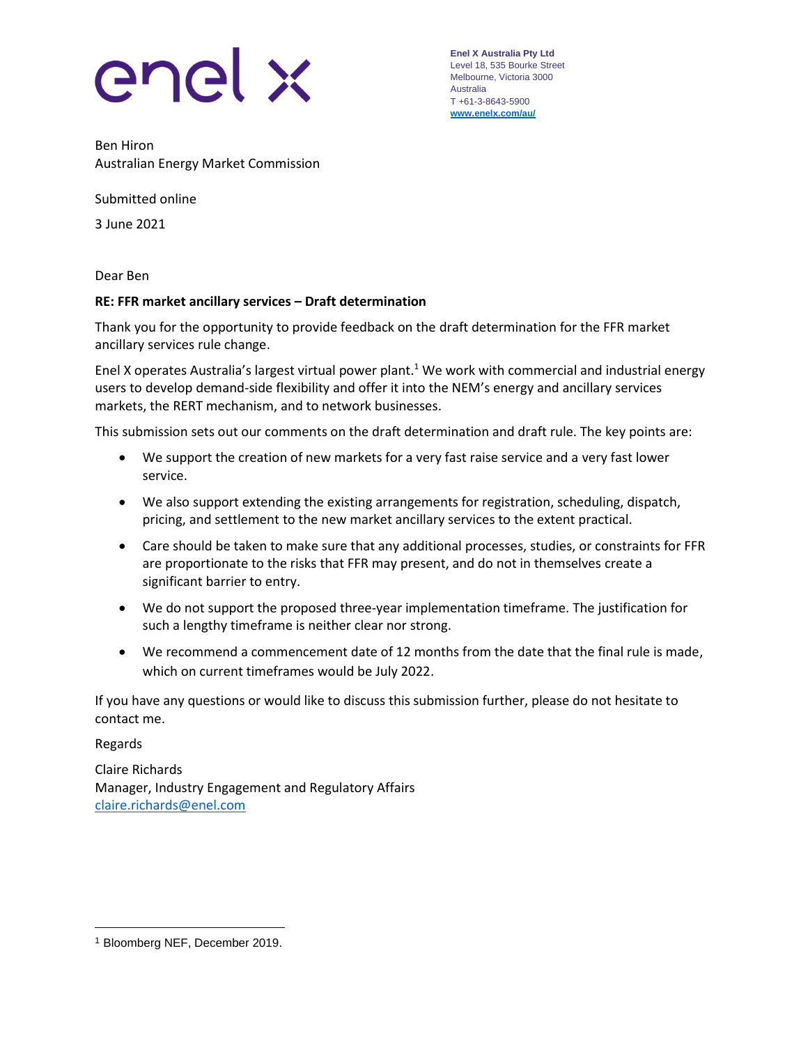enel x

**Enel X Australia Pty Ltd**
Level 18, 535 Bourke Street
Melbourne, Victoria 3000
Australia
T +61-3-8643-5900
**www.enelx.com/au/**

Ben Hiron
Australian Energy Market Commission

Submitted online

3 June 2021

Dear Ben

**RE: FFR market ancillary services – Draft determination**

Thank you for the opportunity to provide feedback on the draft determination for the FFR market ancillary services rule change.

Enel X operates Australia's largest virtual power plant.[1] We work with commercial and industrial energy users to develop demand-side flexibility and offer it into the NEM's energy and ancillary services markets, the RERT mechanism, and to network businesses.

This submission sets out our comments on the draft determination and draft rule. The key points are:

- We support the creation of new markets for a very fast raise service and a very fast lower service.
- We also support extending the existing arrangements for registration, scheduling, dispatch, pricing, and settlement to the new market ancillary services to the extent practical.
- Care should be taken to make sure that any additional processes, studies, or constraints for FFR are proportionate to the risks that FFR may present, and do not in themselves create a significant barrier to entry.
- We do not support the proposed three-year implementation timeframe. The justification for such a lengthy timeframe is neither clear nor strong.
- We recommend a commencement date of 12 months from the date that the final rule is made, which on current timeframes would be July 2022.

If you have any questions or would like to discuss this submission further, please do not hesitate to contact me.

Regards

Claire Richards
Manager, Industry Engagement and Regulatory Affairs
claire.richards@enel.com

[1] Bloomberg NEF, December 2019.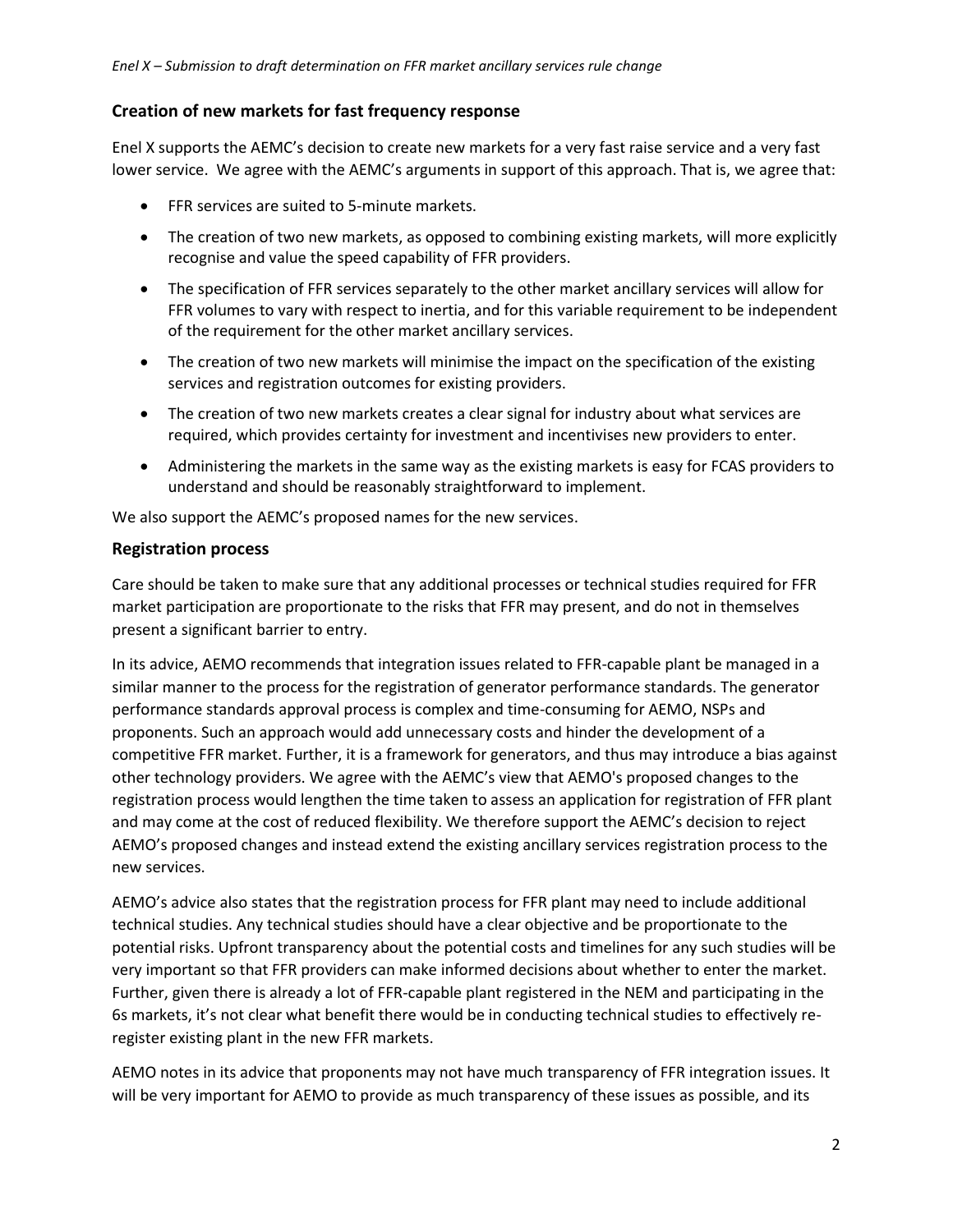## Creation of new markets for fast frequency response

Enel X supports the AEMC's decision to create new markets for a very fast raise service and a very fast lower service. We agree with the AEMC's arguments in support of this approach. That is, we agree that:

- FFR services are suited to 5-minute markets.
- The creation of two new markets, as opposed to combining existing markets, will more explicitly recognise and value the speed capability of FFR providers.
- The specification of FFR services separately to the other market ancillary services will allow for FFR volumes to vary with respect to inertia, and for this variable requirement to be independent of the requirement for the other market ancillary services.
- The creation of two new markets will minimise the impact on the specification of the existing services and registration outcomes for existing providers.
- The creation of two new markets creates a clear signal for industry about what services are required, which provides certainty for investment and incentivises new providers to enter.
- Administering the markets in the same way as the existing markets is easy for FCAS providers to understand and should be reasonably straightforward to implement.

We also support the AEMC's proposed names for the new services.

## Registration process

Care should be taken to make sure that any additional processes or technical studies required for FFR market participation are proportionate to the risks that FFR may present, and do not in themselves present a significant barrier to entry.

In its advice, AEMO recommends that integration issues related to FFR-capable plant be managed in a similar manner to the process for the registration of generator performance standards. The generator performance standards approval process is complex and time-consuming for AEMO, NSPs and proponents. Such an approach would add unnecessary costs and hinder the development of a competitive FFR market. Further, it is a framework for generators, and thus may introduce a bias against other technology providers. We agree with the AEMC's view that AEMO's proposed changes to the registration process would lengthen the time taken to assess an application for registration of FFR plant and may come at the cost of reduced flexibility. We therefore support the AEMC's decision to reject AEMO's proposed changes and instead extend the existing ancillary services registration process to the new services.

AEMO's advice also states that the registration process for FFR plant may need to include additional technical studies. Any technical studies should have a clear objective and be proportionate to the potential risks. Upfront transparency about the potential costs and timelines for any such studies will be very important so that FFR providers can make informed decisions about whether to enter the market. Further, given there is already a lot of FFR-capable plant registered in the NEM and participating in the 6s markets, it's not clear what benefit there would be in conducting technical studies to effectively re-register existing plant in the new FFR markets.

AEMO notes in its advice that proponents may not have much transparency of FFR integration issues. It will be very important for AEMO to provide as much transparency of these issues as possible, and its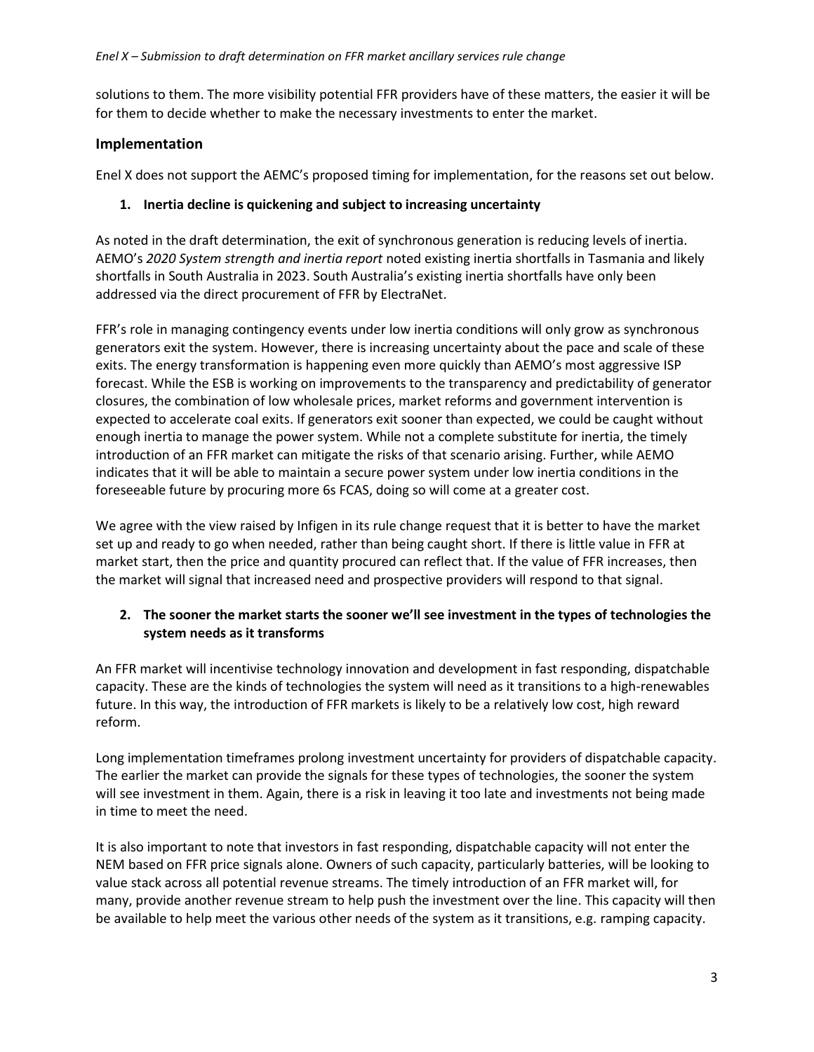solutions to them. The more visibility potential FFR providers have of these matters, the easier it will be for them to decide whether to make the necessary investments to enter the market.

## Implementation

Enel X does not support the AEMC's proposed timing for implementation, for the reasons set out below.

### 1. Inertia decline is quickening and subject to increasing uncertainty

As noted in the draft determination, the exit of synchronous generation is reducing levels of inertia. AEMO's *2020 System strength and inertia report* noted existing inertia shortfalls in Tasmania and likely shortfalls in South Australia in 2023. South Australia's existing inertia shortfalls have only been addressed via the direct procurement of FFR by ElectraNet.

FFR's role in managing contingency events under low inertia conditions will only grow as synchronous generators exit the system. However, there is increasing uncertainty about the pace and scale of these exits. The energy transformation is happening even more quickly than AEMO's most aggressive ISP forecast. While the ESB is working on improvements to the transparency and predictability of generator closures, the combination of low wholesale prices, market reforms and government intervention is expected to accelerate coal exits. If generators exit sooner than expected, we could be caught without enough inertia to manage the power system. While not a complete substitute for inertia, the timely introduction of an FFR market can mitigate the risks of that scenario arising. Further, while AEMO indicates that it will be able to maintain a secure power system under low inertia conditions in the foreseeable future by procuring more 6s FCAS, doing so will come at a greater cost.

We agree with the view raised by Infigen in its rule change request that it is better to have the market set up and ready to go when needed, rather than being caught short. If there is little value in FFR at market start, then the price and quantity procured can reflect that. If the value of FFR increases, then the market will signal that increased need and prospective providers will respond to that signal.

### 2. The sooner the market starts the sooner we'll see investment in the types of technologies the system needs as it transforms

An FFR market will incentivise technology innovation and development in fast responding, dispatchable capacity. These are the kinds of technologies the system will need as it transitions to a high-renewables future. In this way, the introduction of FFR markets is likely to be a relatively low cost, high reward reform.

Long implementation timeframes prolong investment uncertainty for providers of dispatchable capacity. The earlier the market can provide the signals for these types of technologies, the sooner the system will see investment in them. Again, there is a risk in leaving it too late and investments not being made in time to meet the need.

It is also important to note that investors in fast responding, dispatchable capacity will not enter the NEM based on FFR price signals alone. Owners of such capacity, particularly batteries, will be looking to value stack across all potential revenue streams. The timely introduction of an FFR market will, for many, provide another revenue stream to help push the investment over the line. This capacity will then be available to help meet the various other needs of the system as it transitions, e.g. ramping capacity.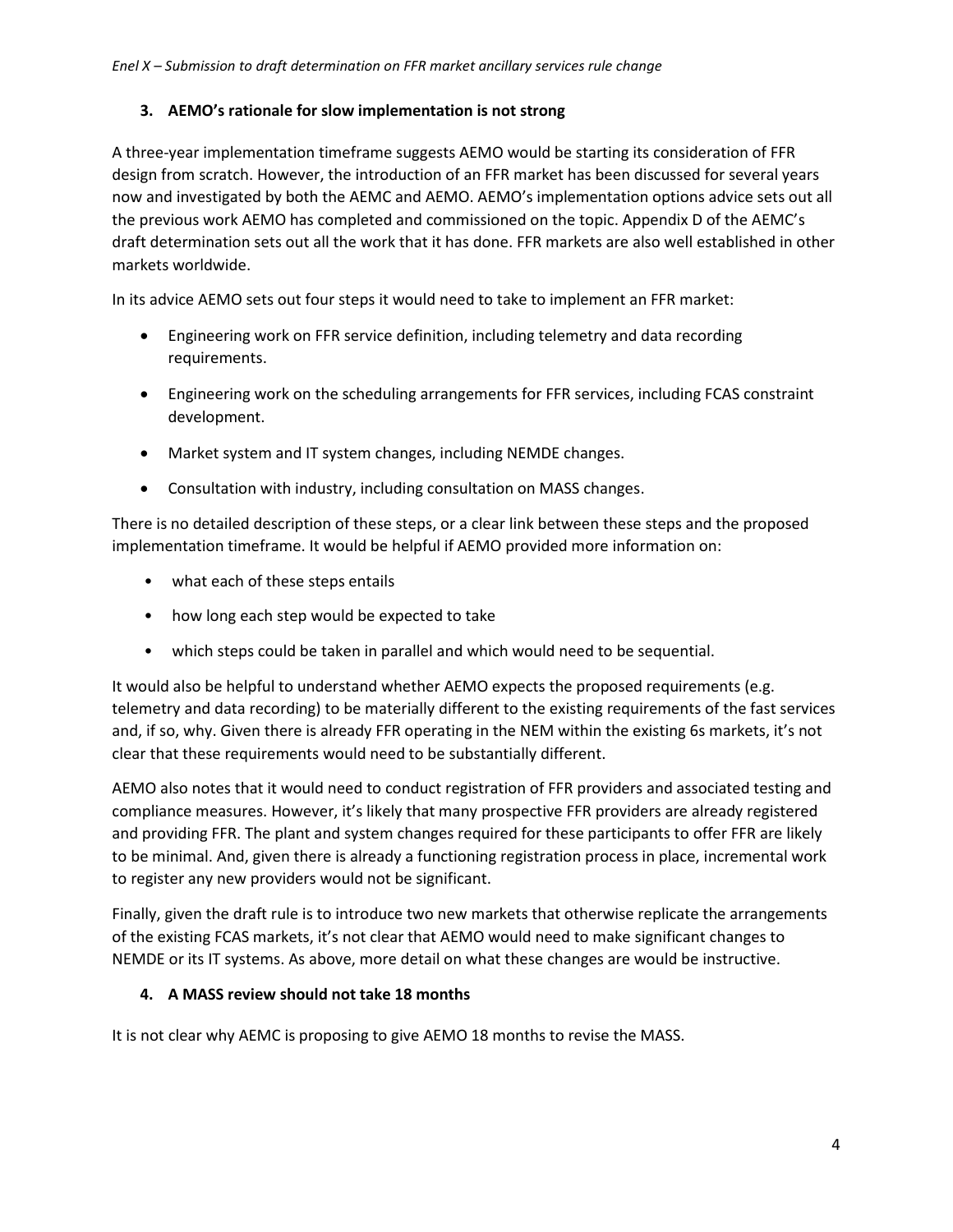### 3. AEMO's rationale for slow implementation is not strong

A three-year implementation timeframe suggests AEMO would be starting its consideration of FFR design from scratch. However, the introduction of an FFR market has been discussed for several years now and investigated by both the AEMC and AEMO. AEMO's implementation options advice sets out all the previous work AEMO has completed and commissioned on the topic. Appendix D of the AEMC's draft determination sets out all the work that it has done. FFR markets are also well established in other markets worldwide.

In its advice AEMO sets out four steps it would need to take to implement an FFR market:

- Engineering work on FFR service definition, including telemetry and data recording requirements.
- Engineering work on the scheduling arrangements for FFR services, including FCAS constraint development.
- Market system and IT system changes, including NEMDE changes.
- Consultation with industry, including consultation on MASS changes.

There is no detailed description of these steps, or a clear link between these steps and the proposed implementation timeframe. It would be helpful if AEMO provided more information on:

- what each of these steps entails
- how long each step would be expected to take
- which steps could be taken in parallel and which would need to be sequential.

It would also be helpful to understand whether AEMO expects the proposed requirements (e.g. telemetry and data recording) to be materially different to the existing requirements of the fast services and, if so, why. Given there is already FFR operating in the NEM within the existing 6s markets, it's not clear that these requirements would need to be substantially different.

AEMO also notes that it would need to conduct registration of FFR providers and associated testing and compliance measures. However, it's likely that many prospective FFR providers are already registered and providing FFR. The plant and system changes required for these participants to offer FFR are likely to be minimal. And, given there is already a functioning registration process in place, incremental work to register any new providers would not be significant.

Finally, given the draft rule is to introduce two new markets that otherwise replicate the arrangements of the existing FCAS markets, it's not clear that AEMO would need to make significant changes to NEMDE or its IT systems. As above, more detail on what these changes are would be instructive.

### 4. A MASS review should not take 18 months

It is not clear why AEMC is proposing to give AEMO 18 months to revise the MASS.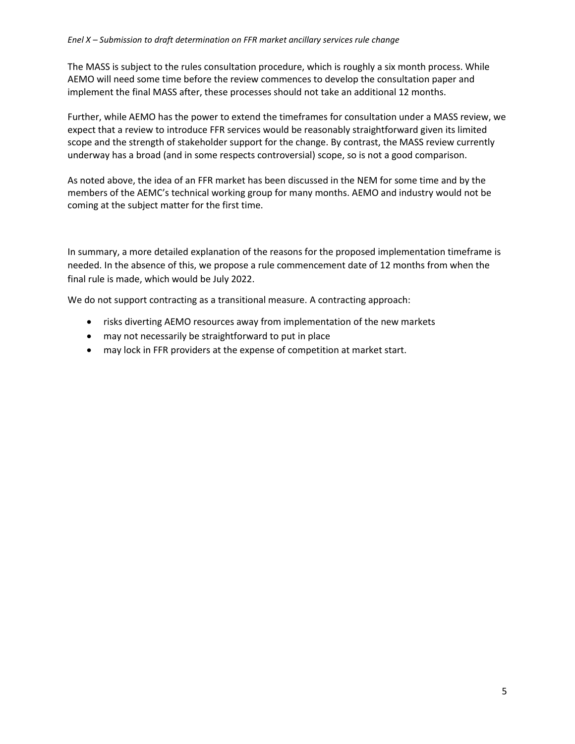The MASS is subject to the rules consultation procedure, which is roughly a six month process. While AEMO will need some time before the review commences to develop the consultation paper and implement the final MASS after, these processes should not take an additional 12 months.

Further, while AEMO has the power to extend the timeframes for consultation under a MASS review, we expect that a review to introduce FFR services would be reasonably straightforward given its limited scope and the strength of stakeholder support for the change. By contrast, the MASS review currently underway has a broad (and in some respects controversial) scope, so is not a good comparison.

As noted above, the idea of an FFR market has been discussed in the NEM for some time and by the members of the AEMC's technical working group for many months. AEMO and industry would not be coming at the subject matter for the first time.

In summary, a more detailed explanation of the reasons for the proposed implementation timeframe is needed. In the absence of this, we propose a rule commencement date of 12 months from when the final rule is made, which would be July 2022.

We do not support contracting as a transitional measure. A contracting approach:

- risks diverting AEMO resources away from implementation of the new markets
- may not necessarily be straightforward to put in place
- may lock in FFR providers at the expense of competition at market start.